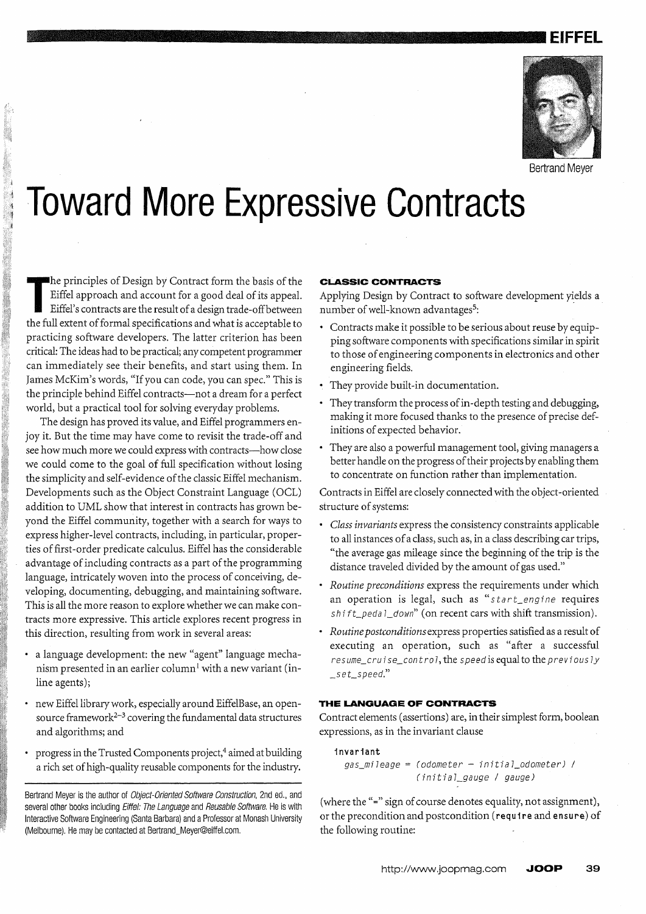# Toward More Expressive Contracts

Bertrand Meyer

The principles of Design by Contract form the basis of the Eiffel approach and account for a good deal of its appeal. Eiffel's contracts are the result of a design trade-off between the full extent of formal specifications and what is acceptable to practicing software developers. The latter criterion has been critical: The ideas had to be practical; any competent programmer can immediately see their benefits, and start using them. In James McKim's words, "If you can code, you can spec." This is the principle behind Eiffel contracts—not a dream for a perfect world, but a practical tool for solving everyday problems.

The design has proved its value, and Eiffel programmers enjoy it. But the time may have come to revisit the trade-off and see how much more we could express with contracts—how close we could come to the goal of full specification without losing the simplicity and self-evidence of the classic Eiffel mechanism. Developments such as the Object Constraint Language (OCL) addition to UML show that interest in contracts has grown beyond the Eiffel community, together with a search for ways to express higher-level contracts, including, in particular, properties of first-order predicate calculus. Eiffel has the considerable advantage of including contracts as a part of the programming language, intricately woven into the process of conceiving, developing, documenting, debugging, and maintaining software. This is all the more reason to explore whether we can make contracts more expressive. This article explores recent progress in this direction, resulting from work in several areas:

- a language development: the new "agent" language mechanism presented in an earlier column[1] with a new variant (inline agents);
- new Eiffel library work, especially around EiffelBase, an open-source framework[2–3] covering the fundamental data structures and algorithms; and
- progress in the Trusted Components project,[4] aimed at building a rich set of high-quality reusable components for the industry.

Bertrand Meyer is the author of *Object-Oriented Software Construction*, 2nd ed., and several other books including *Eiffel: The Language* and *Reusable Software*. He is with Interactive Software Engineering (Santa Barbara) and a Professor at Monash University (Melbourne). He may be contacted at Bertrand_Meyer@eiffel.com.

### CLASSIC CONTRACTS

Applying Design by Contract to software development yields a number of well-known advantages[5]:

- Contracts make it possible to be serious about reuse by equipping software components with specifications similar in spirit to those of engineering components in electronics and other engineering fields.
- They provide built-in documentation.
- They transform the process of in-depth testing and debugging, making it more focused thanks to the presence of precise definitions of expected behavior.
- They are also a powerful management tool, giving managers a better handle on the progress of their projects by enabling them to concentrate on function rather than implementation.

Contracts in Eiffel are closely connected with the object-oriented structure of systems:

- *Class invariants* express the consistency constraints applicable to all instances of a class, such as, in a class describing car trips, "the average gas mileage since the beginning of the trip is the distance traveled divided by the amount of gas used."
- *Routine preconditions* express the requirements under which an operation is legal, such as "*start_engine* requires *shift_pedal_down*" (on recent cars with shift transmission).
- *Routine postconditions* express properties satisfied as a result of executing an operation, such as "after a successful *resume_cruise_control*, the *speed* is equal to the *previously_set_speed*."

### THE LANGUAGE OF CONTRACTS

Contract elements (assertions) are, in their simplest form, boolean expressions, as in the invariant clause

```
invariant
    gas_mileage = (odometer - initial_odometer) /
                  (initial_gauge / gauge)
```

(where the "=" sign of course denotes equality, not assignment), or the precondition and postcondition (**require** and **ensure**) of the following routine: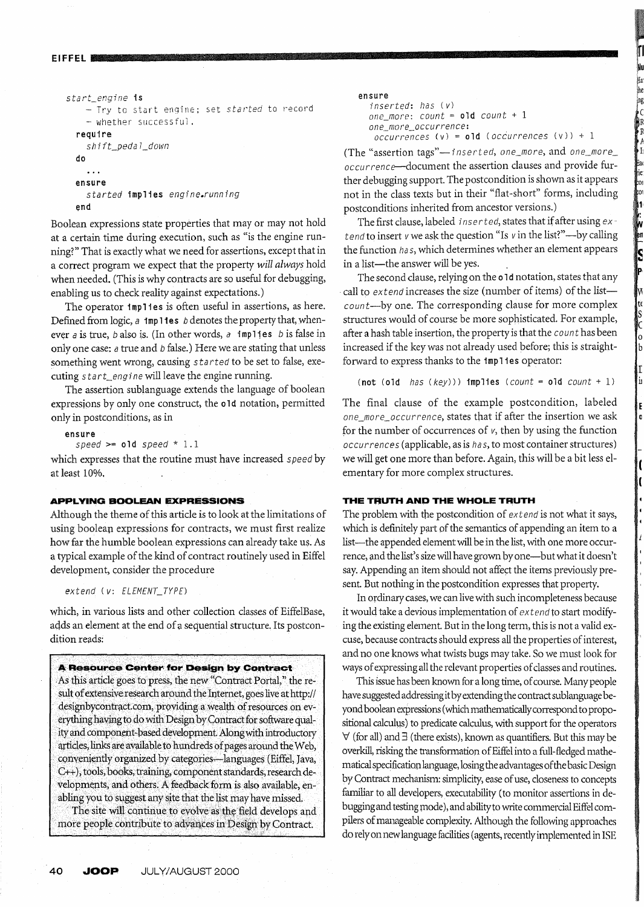```
start_engine is
    -- Try to start engine; set started to record
    -- whether successful.
  require
    shift_pedal_down
  do
    ...
  ensure
    started implies engine.running
  end
```

Boolean expressions state properties that may or may not hold at a certain time during execution, such as "is the engine running?" That is exactly what we need for assertions, except that in a correct program we expect that the property *will always* hold when needed. (This is why contracts are so useful for debugging, enabling us to check reality against expectations.)

The operator **implies** is often useful in assertions, as here. Defined from logic, *a* **implies** *b* denotes the property that, whenever *a* is true, *b* also is. (In other words, *a* **implies** *b* is false in only one case: *a* true and *b* false.) Here we are stating that unless something went wrong, causing *started* to be set to false, executing *start_engine* will leave the engine running.

The assertion sublanguage extends the language of boolean expressions by only one construct, the **old** notation, permitted only in postconditions, as in

```
ensure
  speed >= old speed * 1.1
```

which expresses that the routine must have increased *speed* by at least 10%.

### APPLYING BOOLEAN EXPRESSIONS

Although the theme of this article is to look at the limitations of using boolean expressions for contracts, we must first realize how far the humble boolean expressions can already take us. As a typical example of the kind of contract routinely used in Eiffel development, consider the procedure

```
extend (v: ELEMENT_TYPE)
```

which, in various lists and other collection classes of EiffelBase, adds an element at the end of a sequential structure. Its postcondition reads:

```
ensure
  inserted: has (v)
  one_more: count = old count + 1
  one_more_occurrence:
    occurrences (v) = old (occurrences (v)) + 1
```

(The "assertion tags"—*inserted*, *one_more*, and *one_more_occurrence*—document the assertion clauses and provide further debugging support. The postcondition is shown as it appears not in the class texts but in their "flat-short" forms, including postconditions inherited from ancestor versions.)

The first clause, labeled *inserted*, states that if after using *extend* to insert *v* we ask the question "Is *v* in the list?"—by calling the function *has*, which determines whether an element appears in a list—the answer will be yes.

The second clause, relying on the **old** notation, states that any call to *extend* increases the size (number of items) of the list—*count*—by one. The corresponding clause for more complex structures would of course be more sophisticated. For example, after a hash table insertion, the property is that the *count* has been increased if the key was not already used before; this is straightforward to express thanks to the **implies** operator:

```
(not (old has (key))) implies (count = old count + 1)
```

The final clause of the example postcondition, labeled *one_more_occurrence*, states that if after the insertion we ask for the number of occurrences of *v*, then by using the function *occurrences* (applicable, as is *has*, to most container structures) we will get one more than before. Again, this will be a bit less elementary for more complex structures.

### THE TRUTH AND THE WHOLE TRUTH

The problem with the postcondition of *extend* is not what it says, which is definitely part of the semantics of appending an item to a list—the appended element will be in the list, with one more occurrence, and the list's size will have grown by one—but what it doesn't say. Appending an item should not affect the items previously present. But nothing in the postcondition expresses that property.

In ordinary cases, we can live with such incompleteness because it would take a devious implementation of *extend* to start modifying the existing element. But in the long term, this is not a valid excuse, because contracts should express all the properties of interest, and no one knows what twists bugs may take. So we must look for ways of expressing all the relevant properties of classes and routines.

This issue has been known for a long time, of course. Many people have suggested addressing it by extending the contract sublanguage beyond boolean expressions (which mathematically correspond to propositional calculus) to predicate calculus, with support for the operators ∀ (for all) and ∃ (there exists), known as quantifiers. But this may be overkill, risking the transformation of Eiffel into a full-fledged mathematical specification language, losing the advantages of the basic Design by Contract mechanism: simplicity, ease of use, closeness to concepts familiar to all developers, executability (to monitor assertions in debugging and testing mode), and ability to write commercial Eiffel compilers of manageable complexity. Although the following approaches do rely on new language facilities (agents, recently implemented in ISE

---

**A Resource Center for Design by Contract**

As this article goes to press, the new "Contract Portal," the result of extensive research around the Internet, goes live at http://designbycontract.com, providing a wealth of resources on everything having to do with Design by Contract for software quality and component-based development. Along with introductory articles, links are available to hundreds of pages around the Web, conveniently organized by categories—languages (Eiffel, Java, C++), tools, books, training, component standards, research developments, and others. A feedback form is also available, enabling you to suggest any site that the list may have missed.

The site will continue to evolve as the field develops and more people contribute to advances in Design by Contract.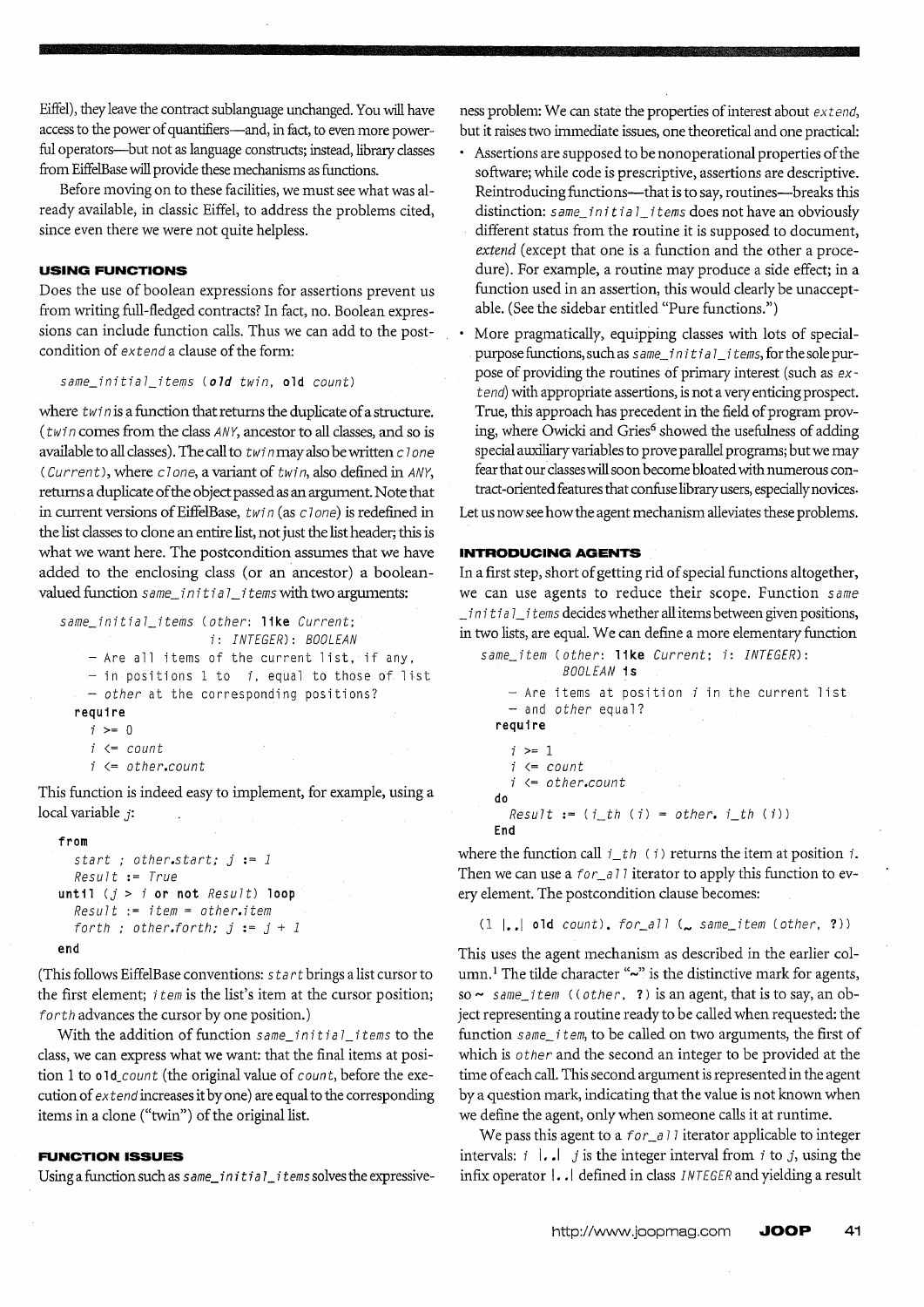Eiffel), they leave the contract sublanguage unchanged. You will have access to the power of quantifiers—and, in fact, to even more powerful operators—but not as language constructs; instead, library classes from EiffelBase will provide these mechanisms as functions.

Before moving on to these facilities, we must see what was already available, in classic Eiffel, to address the problems cited, since even there we were not quite helpless.

### USING FUNCTIONS

Does the use of boolean expressions for assertions prevent us from writing full-fledged contracts? In fact, no. Boolean expressions can include function calls. Thus we can add to the postcondition of *extend* a clause of the form:

```
same_initial_items (old twin, old count)
```

where *twin* is a function that returns the duplicate of a structure. (*twin* comes from the class *ANY*, ancestor to all classes, and so is available to all classes). The call to *twin* may also be written *clone (Current)*, where *clone*, a variant of *twin*, also defined in *ANY*, returns a duplicate of the object passed as an argument. Note that in current versions of EiffelBase, *twin* (as *clone*) is redefined in the list classes to clone an entire list, not just the list header; this is what we want here. The postcondition assumes that we have added to the enclosing class (or an ancestor) a boolean-valued function *same_initial_items* with two arguments:

```
same_initial_items (other: like Current;
                    i: INTEGER): BOOLEAN
    -- Are all items of the current list, if any,
    -- in positions 1 to i, equal to those of list
    -- other at the corresponding positions?
  require
    i >= 0
    i <= count
    i <= other.count
```

This function is indeed easy to implement, for example, using a local variable *j*:

```
from
  start ; other.start; j := 1
  Result := True
until (j > i or not Result) loop
  Result := item = other.item
  forth ; other.forth; j := j + 1
end
```

(This follows EiffelBase conventions: *start* brings a list cursor to the first element; *item* is the list's item at the cursor position; *forth* advances the cursor by one position.)

With the addition of function *same_initial_items* to the class, we can express what we want: that the final items at position 1 to *old count* (the original value of *count*, before the execution of *extend* increases it by one) are equal to the corresponding items in a clone ("twin") of the original list.

### FUNCTION ISSUES

Using a function such as *same_initial_items* solves the expressiveness problem: We can state the properties of interest about *extend*, but it raises two immediate issues, one theoretical and one practical:

- Assertions are supposed to be nonoperational properties of the software; while code is prescriptive, assertions are descriptive. Reintroducing functions—that is to say, routines—breaks this distinction: *same_initial_items* does not have an obviously different status from the routine it is supposed to document, *extend* (except that one is a function and the other a procedure). For example, a routine may produce a side effect; in a function used in an assertion, this would clearly be unacceptable. (See the sidebar entitled "Pure functions.")
- More pragmatically, equipping classes with lots of special-purpose functions, such as *same_initial_items*, for the sole purpose of providing the routines of primary interest (such as *extend*) with appropriate assertions, is not a very enticing prospect. True, this approach has precedent in the field of program proving, where Owicki and Gries[6] showed the usefulness of adding special auxiliary variables to prove parallel programs; but we may fear that our classes will soon become bloated with numerous contract-oriented features that confuse library users, especially novices.

Let us now see how the agent mechanism alleviates these problems.

### INTRODUCING AGENTS

In a first step, short of getting rid of special functions altogether, we can use agents to reduce their scope. Function *same_initial_items* decides whether all items between given positions, in two lists, are equal. We can define a more elementary function

```
same_item (other: like Current; i: INTEGER):
          BOOLEAN is
    -- Are items at position i in the current list
    -- and other equal?
  require
    i >= 1
    i <= count
    i <= other.count
  do
    Result := (i_th (i) = other. i_th (i))
  End
```

where the function call *i_th (i)* returns the item at position *i*. Then we can use a *for_all* iterator to apply this function to every element. The postcondition clause becomes:

```
(1 |..| old count). for_all (~ same_item (other, ?))
```

This uses the agent mechanism as described in the earlier column.[1] The tilde character "~" is the distinctive mark for agents, so *~ same_item ((other, ?)* is an agent, that is to say, an object representing a routine ready to be called when requested: the function *same_item*, to be called on two arguments, the first of which is *other* and the second an integer to be provided at the time of each call. This second argument is represented in the agent by a question mark, indicating that the value is not known when we define the agent, only when someone calls it at runtime.

We pass this agent to a *for_all* iterator applicable to integer intervals: *i |..| j* is the integer interval from *i* to *j*, using the infix operator *|..|* defined in class *INTEGER* and yielding a result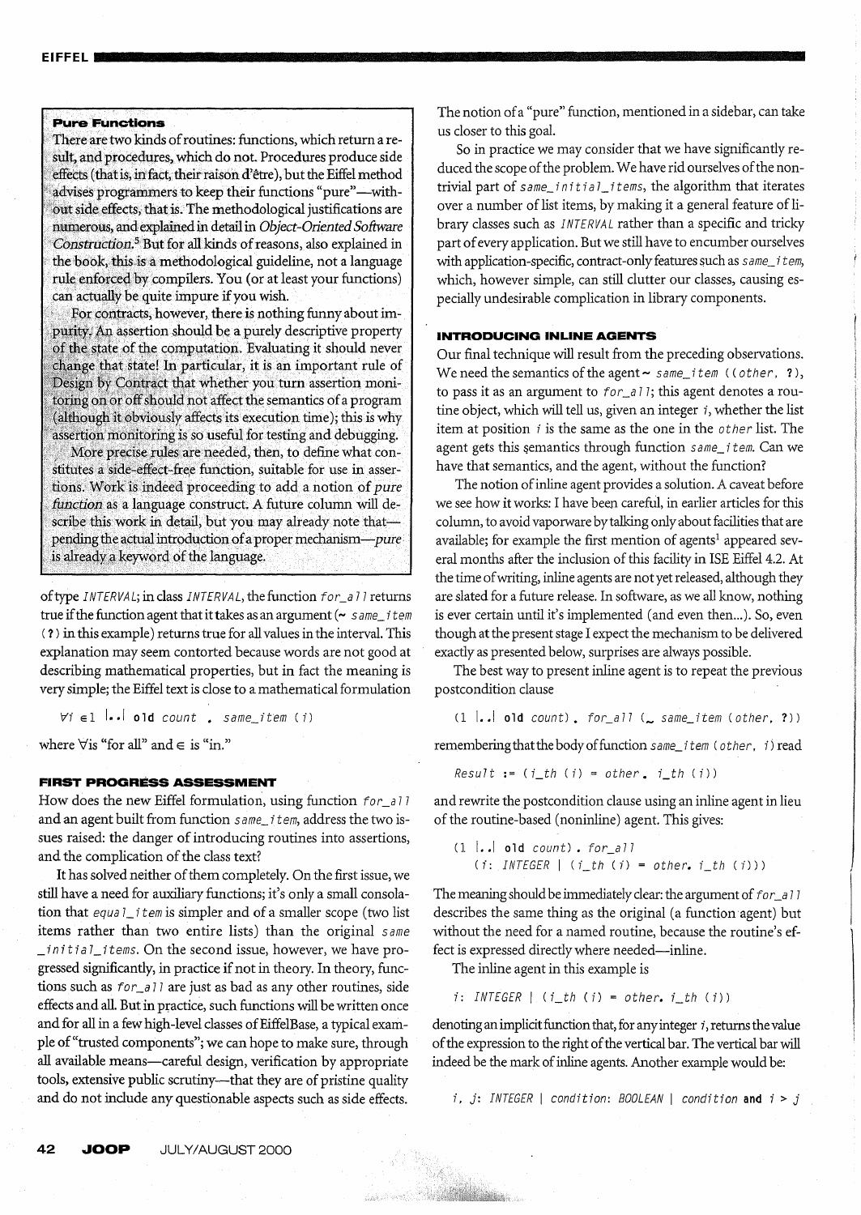> **Pure Functions**
>
> There are two kinds of routines: functions, which return a result, and procedures, which do not. Procedures produce side effects (that is, in fact, their raison d'être), but the Eiffel method advises programmers to keep their functions "pure"—without side effects, that is. The methodological justifications are numerous, and explained in detail in *Object-Oriented Software Construction*.[5] But for all kinds of reasons, also explained in the book, this is a methodological guideline, not a language rule enforced by compilers. You (or at least your functions) can actually be quite impure if you wish.
>
> For contracts, however, there is nothing funny about impurity. An assertion should be a purely descriptive property of the state of the computation. Evaluating it should never change that state! In particular, it is an important rule of Design by Contract that whether you turn assertion monitoring on or off should not affect the semantics of a program (although it obviously affects its execution time); this is why assertion monitoring is so useful for testing and debugging.
>
> More precise rules are needed, then, to define what constitutes a side-effect-free function, suitable for use in assertions. Work is indeed proceeding to add a notion of *pure function* as a language construct. A future column will describe this work in detail, but you may already note that—pending the actual introduction of a proper mechanism—*pure* is already a keyword of the language.

of type `INTERVAL`; in class `INTERVAL`, the function `for_all` returns true if the function agent that it takes as an argument (`~ same_item (?)` in this example) returns true for all values in the interval. This explanation may seem contorted because words are not good at describing mathematical properties, but in fact the meaning is very simple; the Eiffel text is close to a mathematical formulation

```
∀i ∈ 1 |..| old count . same_item (i)
```

where ∀ is "for all" and ∈ is "in."

### FIRST PROGRESS ASSESSMENT

How does the new Eiffel formulation, using function `for_all` and an agent built from function `same_item`, address the two issues raised: the danger of introducing routines into assertions, and the complication of the class text?

It has solved neither of them completely. On the first issue, we still have a need for auxiliary functions; it's only a small consolation that `equal_item` is simpler and of a smaller scope (two list items rather than two entire lists) than the original `same_initial_items`. On the second issue, however, we have progressed significantly, in practice if not in theory. In theory, functions such as `for_all` are just as bad as any other routines, side effects and all. But in practice, such functions will be written once and for all in a few high-level classes of EiffelBase, a typical example of "trusted components"; we can hope to make sure, through all available means—careful design, verification by appropriate tools, extensive public scrutiny—that they are of pristine quality and do not include any questionable aspects such as side effects.

The notion of a "pure" function, mentioned in a sidebar, can take us closer to this goal.

So in practice we may consider that we have significantly reduced the scope of the problem. We have rid ourselves of the nontrivial part of `same_initial_items`, the algorithm that iterates over a number of list items, by making it a general feature of library classes such as `INTERVAL` rather than a specific and tricky part of every application. But we still have to encumber ourselves with application-specific, contract-only features such as `same_item`, which, however simple, can still clutter our classes, causing especially undesirable complication in library components.

### INTRODUCING INLINE AGENTS

Our final technique will result from the preceding observations. We need the semantics of the agent `~ same_item ((other, ?)`, to pass it as an argument to `for_all`; this agent denotes a routine object, which will tell us, given an integer *i*, whether the list item at position *i* is the same as the one in the `other` list. The agent gets this semantics through function `same_item`. Can we have that semantics, and the agent, without the function?

The notion of inline agent provides a solution. A caveat before we see how it works: I have been careful, in earlier articles for this column, to avoid vaporware by talking only about facilities that are available; for example the first mention of agents[1] appeared several months after the inclusion of this facility in ISE Eiffel 4.2. At the time of writing, inline agents are not yet released, although they are slated for a future release. In software, as we all know, nothing is ever certain until it's implemented (and even then...). So, even though at the present stage I expect the mechanism to be delivered exactly as presented below, surprises are always possible.

The best way to present inline agent is to repeat the previous postcondition clause

```
(1 |..| old count). for_all (~ same_item (other, ?))
```

remembering that the body of function `same_item (other, i)` read

```
Result := (i_th (i) = other. i_th (i))
```

and rewrite the postcondition clause using an inline agent in lieu of the routine-based (noninline) agent. This gives:

```
(1 |..| old count). for_all
    (i: INTEGER | (i_th (i) = other. i_th (i)))
```

The meaning should be immediately clear: the argument of `for_all` describes the same thing as the original (a function agent) but without the need for a named routine, because the routine's effect is expressed directly where needed—inline.

The inline agent in this example is

```
i: INTEGER | (i_th (i) = other. i_th (i))
```

denoting an implicit function that, for any integer *i*, returns the value of the expression to the right of the vertical bar. The vertical bar will indeed be the mark of inline agents. Another example would be:

```
i, j: INTEGER | condition: BOOLEAN | condition and i > j
```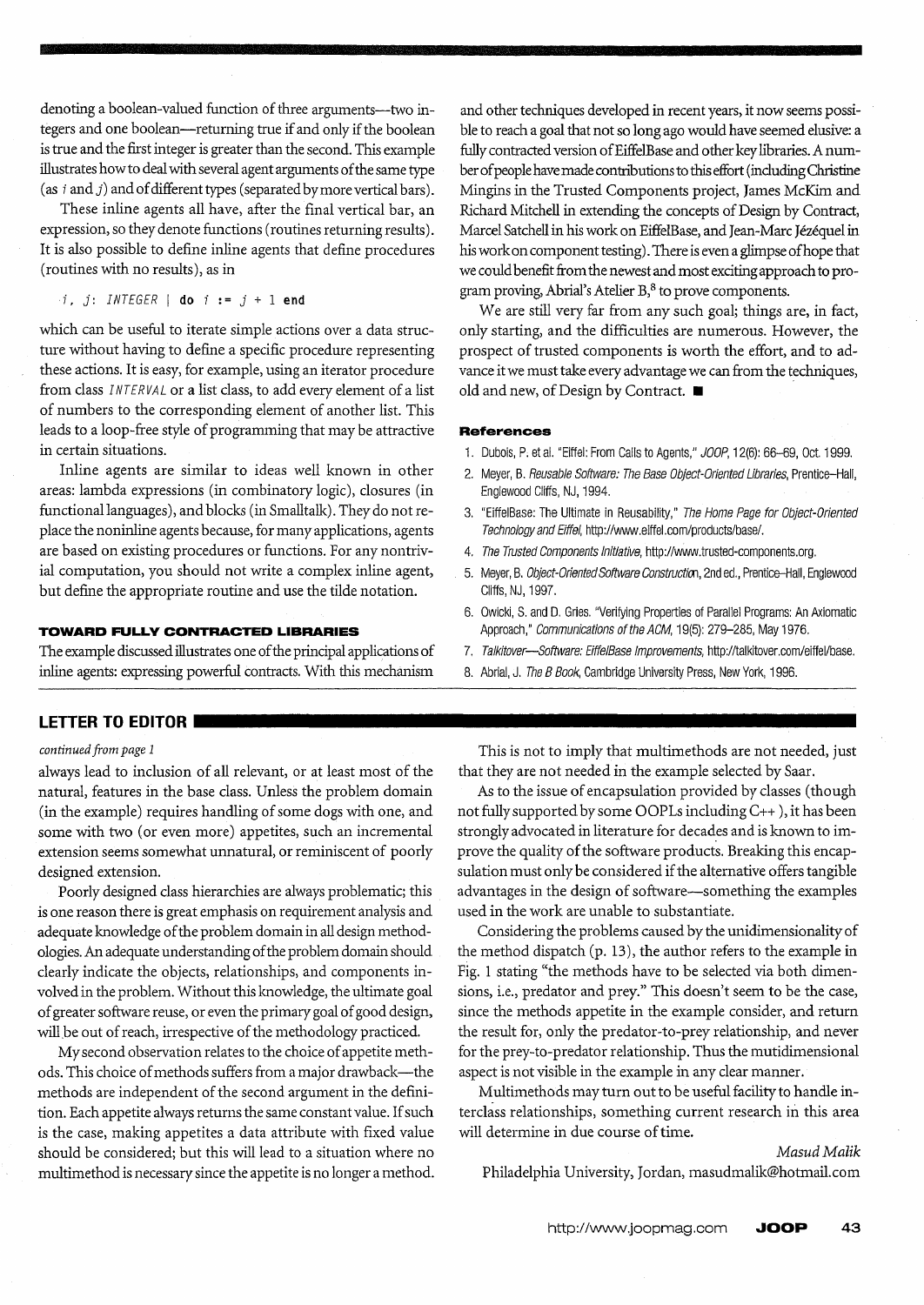denoting a boolean-valued function of three arguments—two integers and one boolean—returning true if and only if the boolean is true and the first integer is greater than the second. This example illustrates how to deal with several agent arguments of the same type (as *i* and *j*) and of different types (separated by more vertical bars).

These inline agents all have, after the final vertical bar, an expression, so they denote functions (routines returning results). It is also possible to define inline agents that define procedures (routines with no results), as in

```
i, j: INTEGER | do i := j + 1 end
```

which can be useful to iterate simple actions over a data structure without having to define a specific procedure representing these actions. It is easy, for example, using an iterator procedure from class `INTERVAL` or a list class, to add every element of a list of numbers to the corresponding element of another list. This leads to a loop-free style of programming that may be attractive in certain situations.

Inline agents are similar to ideas well known in other areas: lambda expressions (in combinatory logic), closures (in functional languages), and blocks (in Smalltalk). They do not replace the noninline agents because, for many applications, agents are based on existing procedures or functions. For any nontrivial computation, you should not write a complex inline agent, but define the appropriate routine and use the tilde notation.

## TOWARD FULLY CONTRACTED LIBRARIES

The example discussed illustrates one of the principal applications of inline agents: expressing powerful contracts. With this mechanism and other techniques developed in recent years, it now seems possible to reach a goal that not so long ago would have seemed elusive: a fully contracted version of EiffelBase and other key libraries. A number of people have made contributions to this effort (including Christine Mingins in the Trusted Components project, James McKim and Richard Mitchell in extending the concepts of Design by Contract, Marcel Satchell in his work on EiffelBase, and Jean-Marc Jézéquel in his work on component testing). There is even a glimpse of hope that we could benefit from the newest and most exciting approach to program proving, Abrial's Atelier B,[8] to prove components.

We are still very far from any such goal; things are, in fact, only starting, and the difficulties are numerous. However, the prospect of trusted components is worth the effort, and to advance it we must take every advantage we can from the techniques, old and new, of Design by Contract. ■

### References

1. Dubois, P. et al. "Eiffel: From Calls to Agents," *JOOP*, 12(6): 66–69, Oct. 1999.
2. Meyer, B. *Reusable Software: The Base Object-Oriented Libraries*, Prentice-Hall, Englewood Cliffs, NJ, 1994.
3. "EiffelBase: The Ultimate in Reusability," *The Home Page for Object-Oriented Technology and Eiffel*, http://www.eiffel.com/products/base/.
4. *The Trusted Components Initiative*, http://www.trusted-components.org.
5. Meyer, B. *Object-Oriented Software Construction*, 2nd ed., Prentice-Hall, Englewood Cliffs, NJ, 1997.
6. Owicki, S. and D. Gries. "Verifying Properties of Parallel Programs: An Axiomatic Approach," *Communications of the ACM*, 19(5): 279–285, May 1976.
7. *Talkitover—Software: EiffelBase Improvements*, http://talkitover.com/eiffel/base.
8. Abrial, J. *The B Book*, Cambridge University Press, New York, 1996.

## LETTER TO EDITOR

*continued from page 1*

always lead to inclusion of all relevant, or at least most of the natural, features in the base class. Unless the problem domain (in the example) requires handling of some dogs with one, and some with two (or even more) appetites, such an incremental extension seems somewhat unnatural, or reminiscent of poorly designed extension.

Poorly designed class hierarchies are always problematic; this is one reason there is great emphasis on requirement analysis and adequate knowledge of the problem domain in all design methodologies. An adequate understanding of the problem domain should clearly indicate the objects, relationships, and components involved in the problem. Without this knowledge, the ultimate goal of greater software reuse, or even the primary goal of good design, will be out of reach, irrespective of the methodology practiced.

My second observation relates to the choice of appetite methods. This choice of methods suffers from a major drawback—the methods are independent of the second argument in the definition. Each appetite always returns the same constant value. If such is the case, making appetites a data attribute with fixed value should be considered; but this will lead to a situation where no multimethod is necessary since the appetite is no longer a method.

This is not to imply that multimethods are not needed, just that they are not needed in the example selected by Saar.

As to the issue of encapsulation provided by classes (though not fully supported by some OOPLs including C++), it has been strongly advocated in literature for decades and is known to improve the quality of the software products. Breaking this encapsulation must only be considered if the alternative offers tangible advantages in the design of software—something the examples used in the work are unable to substantiate.

Considering the problems caused by the unidimensionality of the method dispatch (p. 13), the author refers to the example in Fig. 1 stating "the methods have to be selected via both dimensions, i.e., predator and prey." This doesn't seem to be the case, since the methods appetite in the example consider, and return the result for, only the predator-to-prey relationship, and never for the prey-to-predator relationship. Thus the mutidimensional aspect is not visible in the example in any clear manner.

Multimethods may turn out to be useful facility to handle interclass relationships, something current research in this area will determine in due course of time.

*Masud Malik*
Philadelphia University, Jordan, masudmalik@hotmail.com